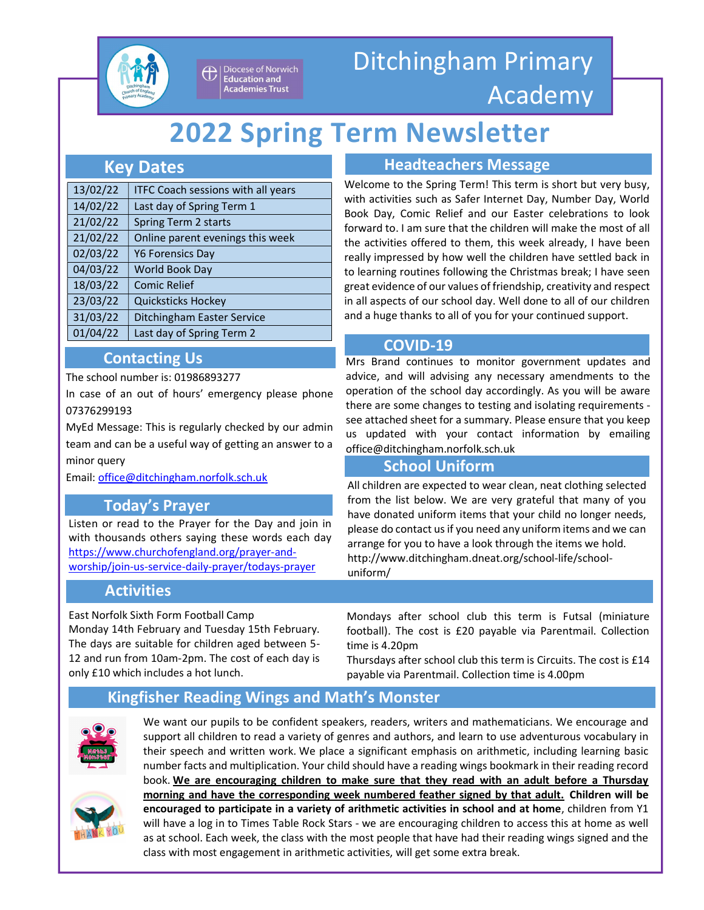# Ditchingham Primary Academy

# 2022 Spring Term Newsletter

## Key Dates

| Date | Event |
|---|---|
| 13/02/22 | ITFC Coach sessions with all years |
| 14/02/22 | Last day of Spring Term 1 |
| 21/02/22 | Spring Term 2 starts |
| 21/02/22 | Online parent evenings this week |
| 02/03/22 | Y6 Forensics Day |
| 04/03/22 | World Book Day |
| 18/03/22 | Comic Relief |
| 23/03/22 | Quicksticks Hockey |
| 31/03/22 | Ditchingham Easter Service |
| 01/04/22 | Last day of Spring Term 2 |

## Contacting Us

The school number is: 01986893277

In case of an out of hours' emergency please phone 07376299193

MyEd Message: This is regularly checked by our admin team and can be a useful way of getting an answer to a minor query

Email: office@ditchingham.norfolk.sch.uk

## Today's Prayer

Listen or read to the Prayer for the Day and join in with thousands others saying these words each day https://www.churchofengland.org/prayer-and-worship/join-us-service-daily-prayer/todays-prayer

## Headteachers Message

Welcome to the Spring Term! This term is short but very busy, with activities such as Safer Internet Day, Number Day, World Book Day, Comic Relief and our Easter celebrations to look forward to. I am sure that the children will make the most of all the activities offered to them, this week already, I have been really impressed by how well the children have settled back in to learning routines following the Christmas break; I have seen great evidence of our values of friendship, creativity and respect in all aspects of our school day. Well done to all of our children and a huge thanks to all of you for your continued support.

## COVID-19

Mrs Brand continues to monitor government updates and advice, and will advising any necessary amendments to the operation of the school day accordingly. As you will be aware there are some changes to testing and isolating requirements - see attached sheet for a summary. Please ensure that you keep us updated with your contact information by emailing office@ditchingham.norfolk.sch.uk

## School Uniform

All children are expected to wear clean, neat clothing selected from the list below. We are very grateful that many of you have donated uniform items that your child no longer needs, please do contact us if you need any uniform items and we can arrange for you to have a look through the items we hold. http://www.ditchingham.dneat.org/school-life/school-uniform/

## Activities

East Norfolk Sixth Form Football Camp
Monday 14th February and Tuesday 15th February. The days are suitable for children aged between 5-12 and run from 10am-2pm. The cost of each day is only £10 which includes a hot lunch.

Mondays after school club this term is Futsal (miniature football). The cost is £20 payable via Parentmail. Collection time is 4.20pm

Thursdays after school club this term is Circuits. The cost is £14 payable via Parentmail. Collection time is 4.00pm

## Kingfisher Reading Wings and Math's Monster

We want our pupils to be confident speakers, readers, writers and mathematicians. We encourage and support all children to read a variety of genres and authors, and learn to use adventurous vocabulary in their speech and written work. We place a significant emphasis on arithmetic, including learning basic number facts and multiplication. Your child should have a reading wings bookmark in their reading record book. **We are encouraging children to make sure that they read with an adult before a Thursday morning and have the corresponding week numbered feather signed by that adult.** **Children will be encouraged to participate in a variety of arithmetic activities in school and at home**, children from Y1 will have a log in to Times Table Rock Stars - we are encouraging children to access this at home as well as at school. Each week, the class with the most people that have had their reading wings signed and the class with most engagement in arithmetic activities, will get some extra break.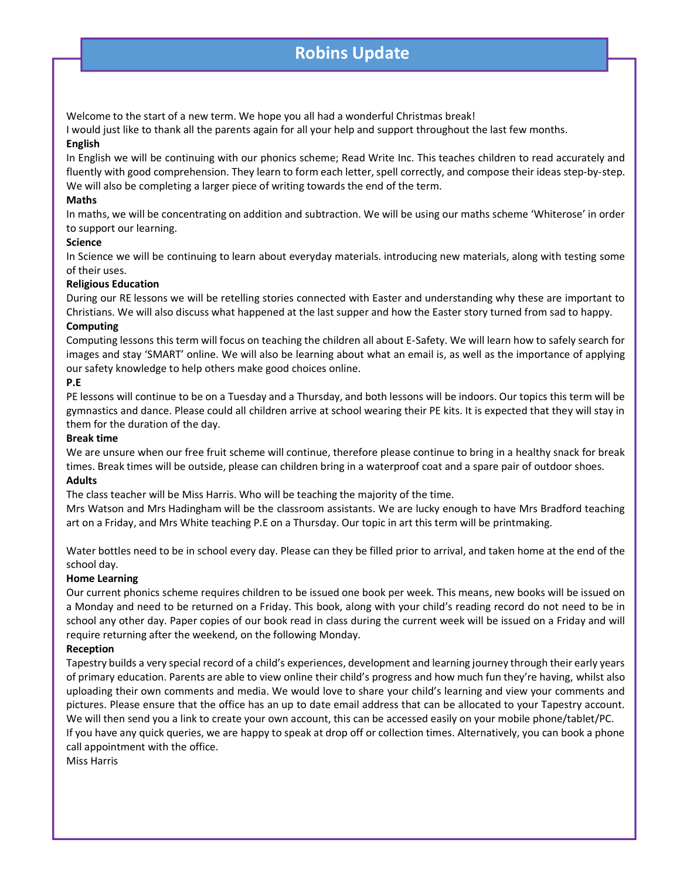# Robins Update

Welcome to the start of a new term. We hope you all had a wonderful Christmas break!

I would just like to thank all the parents again for all your help and support throughout the last few months.

**English**

In English we will be continuing with our phonics scheme; Read Write Inc. This teaches children to read accurately and fluently with good comprehension. They learn to form each letter, spell correctly, and compose their ideas step-by-step. We will also be completing a larger piece of writing towards the end of the term.

**Maths**

In maths, we will be concentrating on addition and subtraction. We will be using our maths scheme 'Whiterose' in order to support our learning.

**Science**

In Science we will be continuing to learn about everyday materials. introducing new materials, along with testing some of their uses.

**Religious Education**

During our RE lessons we will be retelling stories connected with Easter and understanding why these are important to Christians. We will also discuss what happened at the last supper and how the Easter story turned from sad to happy.

**Computing**

Computing lessons this term will focus on teaching the children all about E-Safety. We will learn how to safely search for images and stay 'SMART' online. We will also be learning about what an email is, as well as the importance of applying our safety knowledge to help others make good choices online.

**P.E**

PE lessons will continue to be on a Tuesday and a Thursday, and both lessons will be indoors. Our topics this term will be gymnastics and dance. Please could all children arrive at school wearing their PE kits. It is expected that they will stay in them for the duration of the day.

**Break time**

We are unsure when our free fruit scheme will continue, therefore please continue to bring in a healthy snack for break times. Break times will be outside, please can children bring in a waterproof coat and a spare pair of outdoor shoes.

**Adults**

The class teacher will be Miss Harris. Who will be teaching the majority of the time.

Mrs Watson and Mrs Hadingham will be the classroom assistants. We are lucky enough to have Mrs Bradford teaching art on a Friday, and Mrs White teaching P.E on a Thursday. Our topic in art this term will be printmaking.

Water bottles need to be in school every day. Please can they be filled prior to arrival, and taken home at the end of the school day.

**Home Learning**

Our current phonics scheme requires children to be issued one book per week. This means, new books will be issued on a Monday and need to be returned on a Friday. This book, along with your child's reading record do not need to be in school any other day. Paper copies of our book read in class during the current week will be issued on a Friday and will require returning after the weekend, on the following Monday.

**Reception**

Tapestry builds a very special record of a child's experiences, development and learning journey through their early years of primary education. Parents are able to view online their child's progress and how much fun they're having, whilst also uploading their own comments and media. We would love to share your child's learning and view your comments and pictures. Please ensure that the office has an up to date email address that can be allocated to your Tapestry account. We will then send you a link to create your own account, this can be accessed easily on your mobile phone/tablet/PC.

If you have any quick queries, we are happy to speak at drop off or collection times. Alternatively, you can book a phone call appointment with the office.

Miss Harris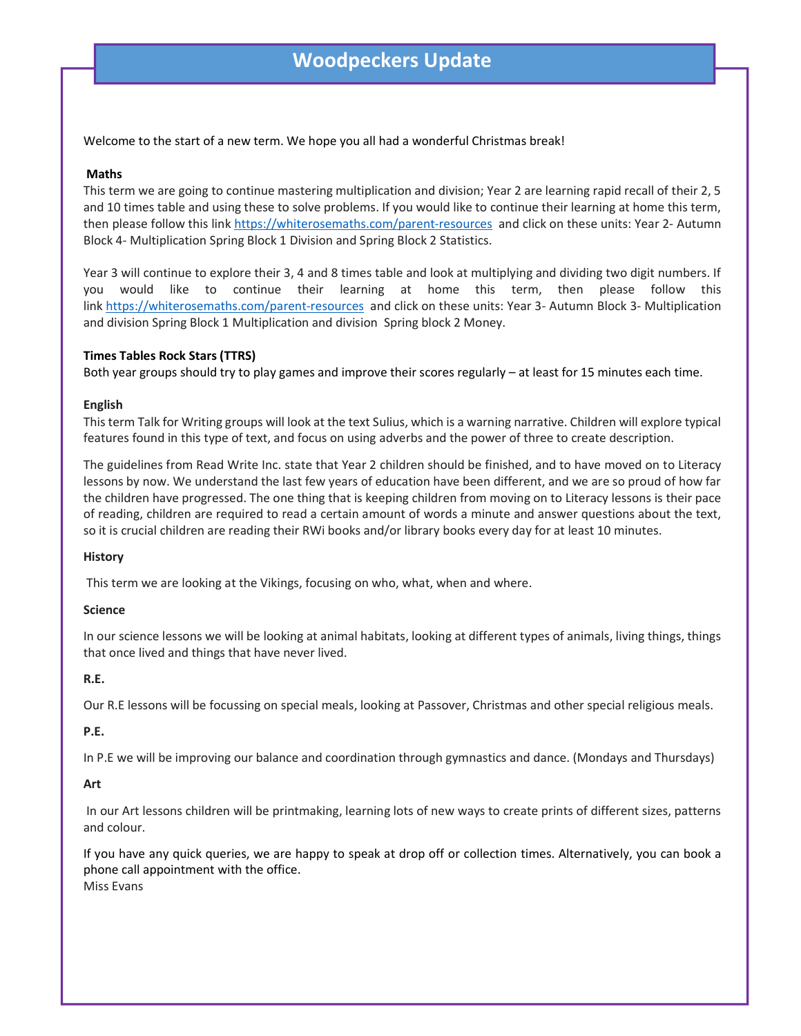# Woodpeckers Update

Welcome to the start of a new term. We hope you all had a wonderful Christmas break!

**Maths**

This term we are going to continue mastering multiplication and division; Year 2 are learning rapid recall of their 2, 5 and 10 times table and using these to solve problems. If you would like to continue their learning at home this term, then please follow this link https://whiterosemaths.com/parent-resources and click on these units: Year 2- Autumn Block 4- Multiplication Spring Block 1 Division and Spring Block 2 Statistics.

Year 3 will continue to explore their 3, 4 and 8 times table and look at multiplying and dividing two digit numbers. If you would like to continue their learning at home this term, then please follow this link https://whiterosemaths.com/parent-resources and click on these units: Year 3- Autumn Block 3- Multiplication and division Spring Block 1 Multiplication and division Spring block 2 Money.

**Times Tables Rock Stars (TTRS)**

Both year groups should try to play games and improve their scores regularly – at least for 15 minutes each time.

**English**

This term Talk for Writing groups will look at the text Sulius, which is a warning narrative. Children will explore typical features found in this type of text, and focus on using adverbs and the power of three to create description.

The guidelines from Read Write Inc. state that Year 2 children should be finished, and to have moved on to Literacy lessons by now. We understand the last few years of education have been different, and we are so proud of how far the children have progressed. The one thing that is keeping children from moving on to Literacy lessons is their pace of reading, children are required to read a certain amount of words a minute and answer questions about the text, so it is crucial children are reading their RWi books and/or library books every day for at least 10 minutes.

**History**

This term we are looking at the Vikings, focusing on who, what, when and where.

**Science**

In our science lessons we will be looking at animal habitats, looking at different types of animals, living things, things that once lived and things that have never lived.

**R.E.**

Our R.E lessons will be focussing on special meals, looking at Passover, Christmas and other special religious meals.

**P.E.**

In P.E we will be improving our balance and coordination through gymnastics and dance. (Mondays and Thursdays)

**Art**

In our Art lessons children will be printmaking, learning lots of new ways to create prints of different sizes, patterns and colour.

If you have any quick queries, we are happy to speak at drop off or collection times. Alternatively, you can book a phone call appointment with the office.

Miss Evans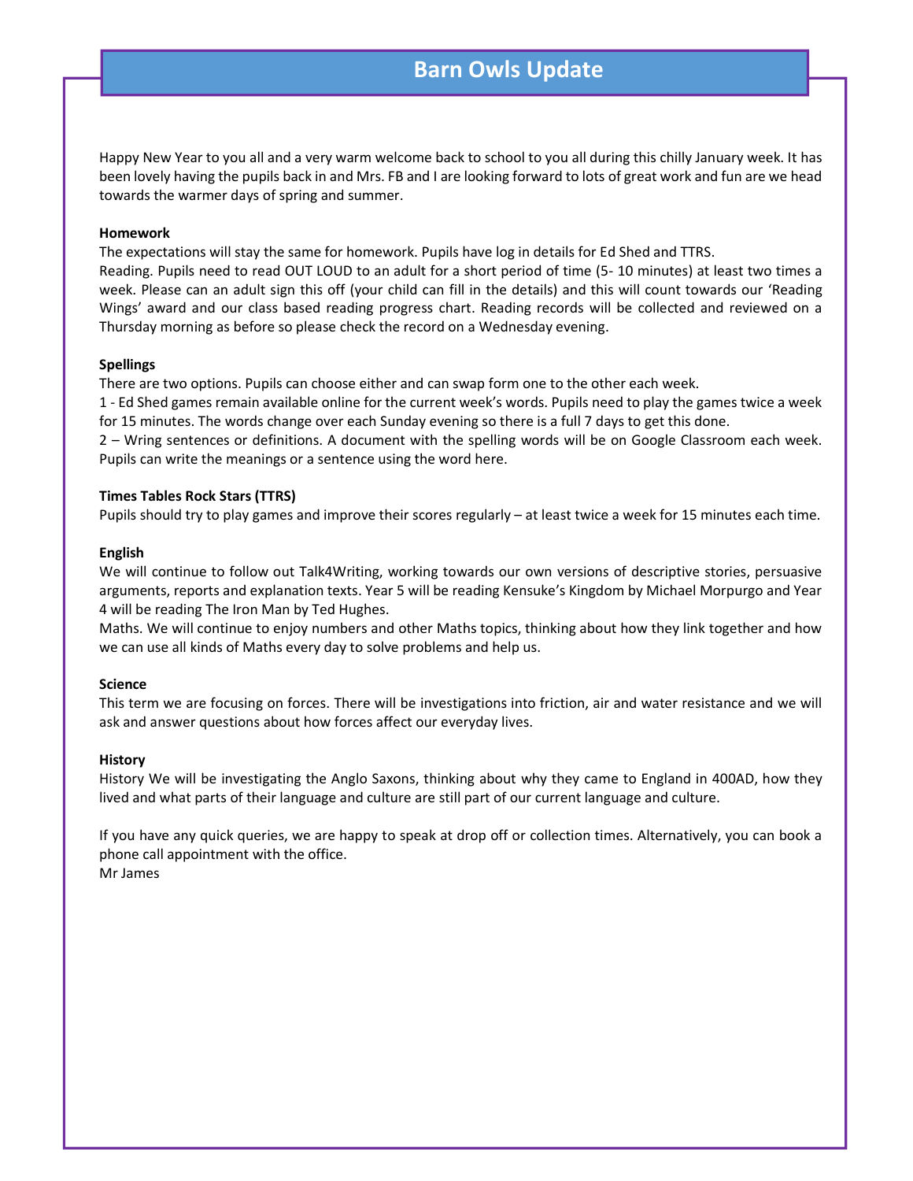# Barn Owls Update

Happy New Year to you all and a very warm welcome back to school to you all during this chilly January week. It has been lovely having the pupils back in and Mrs. FB and I are looking forward to lots of great work and fun are we head towards the warmer days of spring and summer.

**Homework**

The expectations will stay the same for homework. Pupils have log in details for Ed Shed and TTRS.

Reading. Pupils need to read OUT LOUD to an adult for a short period of time (5- 10 minutes) at least two times a week. Please can an adult sign this off (your child can fill in the details) and this will count towards our 'Reading Wings' award and our class based reading progress chart. Reading records will be collected and reviewed on a Thursday morning as before so please check the record on a Wednesday evening.

**Spellings**

There are two options. Pupils can choose either and can swap form one to the other each week.

1 - Ed Shed games remain available online for the current week's words. Pupils need to play the games twice a week for 15 minutes. The words change over each Sunday evening so there is a full 7 days to get this done.

2 – Wring sentences or definitions. A document with the spelling words will be on Google Classroom each week. Pupils can write the meanings or a sentence using the word here.

**Times Tables Rock Stars (TTRS)**

Pupils should try to play games and improve their scores regularly – at least twice a week for 15 minutes each time.

**English**

We will continue to follow out Talk4Writing, working towards our own versions of descriptive stories, persuasive arguments, reports and explanation texts. Year 5 will be reading Kensuke's Kingdom by Michael Morpurgo and Year 4 will be reading The Iron Man by Ted Hughes.

Maths. We will continue to enjoy numbers and other Maths topics, thinking about how they link together and how we can use all kinds of Maths every day to solve problems and help us.

**Science**

This term we are focusing on forces. There will be investigations into friction, air and water resistance and we will ask and answer questions about how forces affect our everyday lives.

**History**

History We will be investigating the Anglo Saxons, thinking about why they came to England in 400AD, how they lived and what parts of their language and culture are still part of our current language and culture.

If you have any quick queries, we are happy to speak at drop off or collection times. Alternatively, you can book a phone call appointment with the office.

Mr James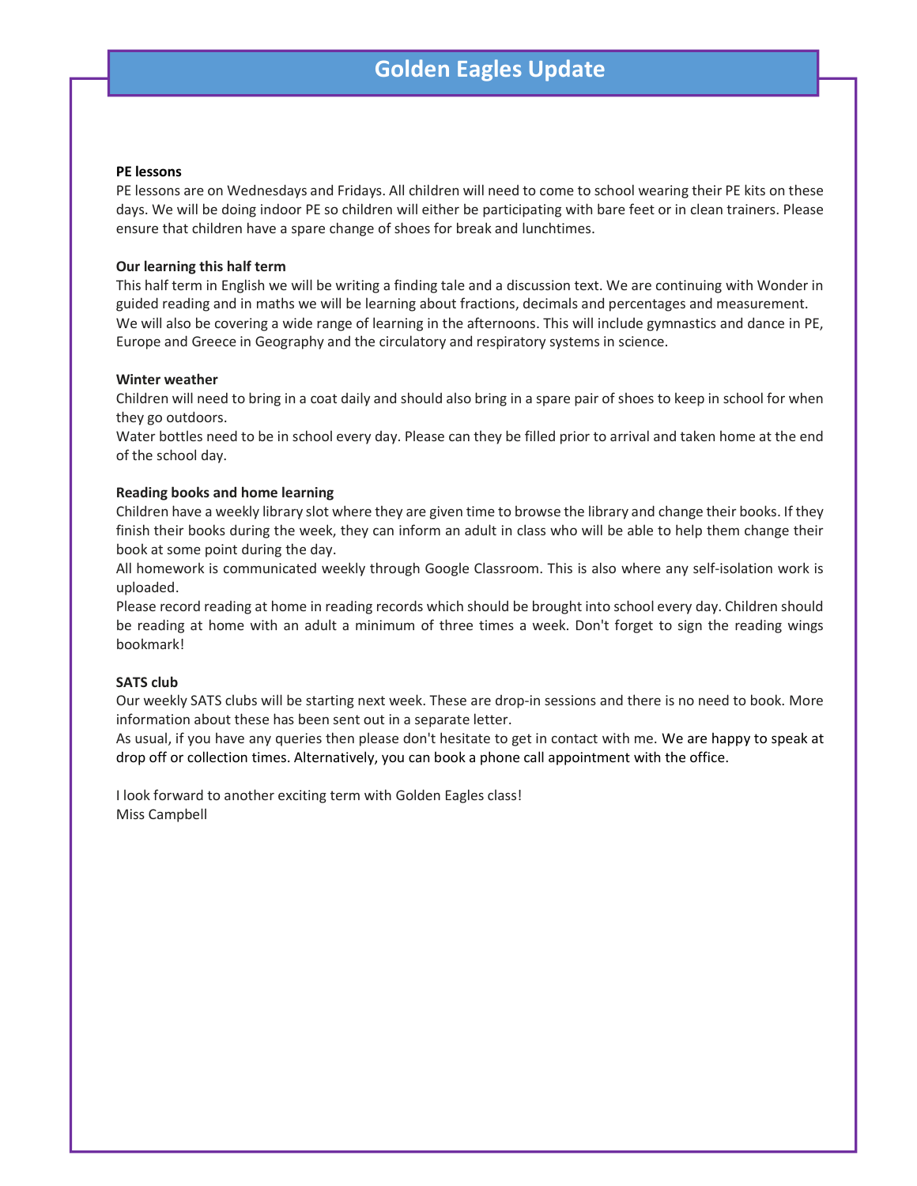# Golden Eagles Update

**PE lessons**

PE lessons are on Wednesdays and Fridays. All children will need to come to school wearing their PE kits on these days. We will be doing indoor PE so children will either be participating with bare feet or in clean trainers. Please ensure that children have a spare change of shoes for break and lunchtimes.

**Our learning this half term**

This half term in English we will be writing a finding tale and a discussion text. We are continuing with Wonder in guided reading and in maths we will be learning about fractions, decimals and percentages and measurement. We will also be covering a wide range of learning in the afternoons. This will include gymnastics and dance in PE, Europe and Greece in Geography and the circulatory and respiratory systems in science.

**Winter weather**

Children will need to bring in a coat daily and should also bring in a spare pair of shoes to keep in school for when they go outdoors.

Water bottles need to be in school every day. Please can they be filled prior to arrival and taken home at the end of the school day.

**Reading books and home learning**

Children have a weekly library slot where they are given time to browse the library and change their books. If they finish their books during the week, they can inform an adult in class who will be able to help them change their book at some point during the day.

All homework is communicated weekly through Google Classroom. This is also where any self-isolation work is uploaded.

Please record reading at home in reading records which should be brought into school every day. Children should be reading at home with an adult a minimum of three times a week. Don't forget to sign the reading wings bookmark!

**SATS club**

Our weekly SATS clubs will be starting next week. These are drop-in sessions and there is no need to book. More information about these has been sent out in a separate letter.

As usual, if you have any queries then please don't hesitate to get in contact with me. We are happy to speak at drop off or collection times. Alternatively, you can book a phone call appointment with the office.

I look forward to another exciting term with Golden Eagles class!
Miss Campbell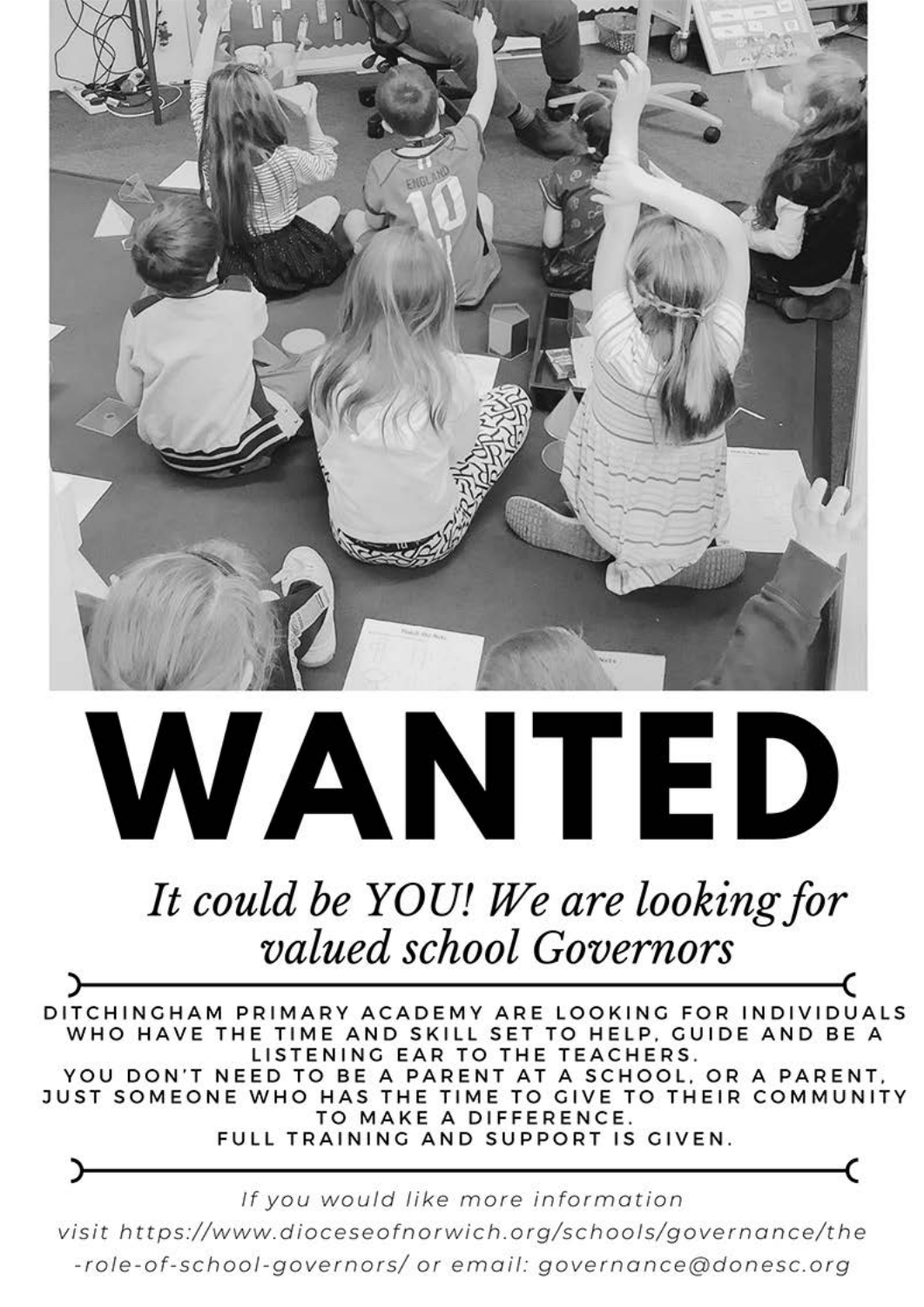# WANTED

*It could be YOU! We are looking for valued school Governors*

DITCHINGHAM PRIMARY ACADEMY ARE LOOKING FOR INDIVIDUALS WHO HAVE THE TIME AND SKILL SET TO HELP, GUIDE AND BE A LISTENING EAR TO THE TEACHERS.
YOU DON'T NEED TO BE A PARENT AT A SCHOOL, OR A PARENT, JUST SOMEONE WHO HAS THE TIME TO GIVE TO THEIR COMMUNITY TO MAKE A DIFFERENCE.
FULL TRAINING AND SUPPORT IS GIVEN.

*If you would like more information visit https://www.dioceseofnorwich.org/schools/governance/the-role-of-school-governors/ or email: governance@donesc.org*